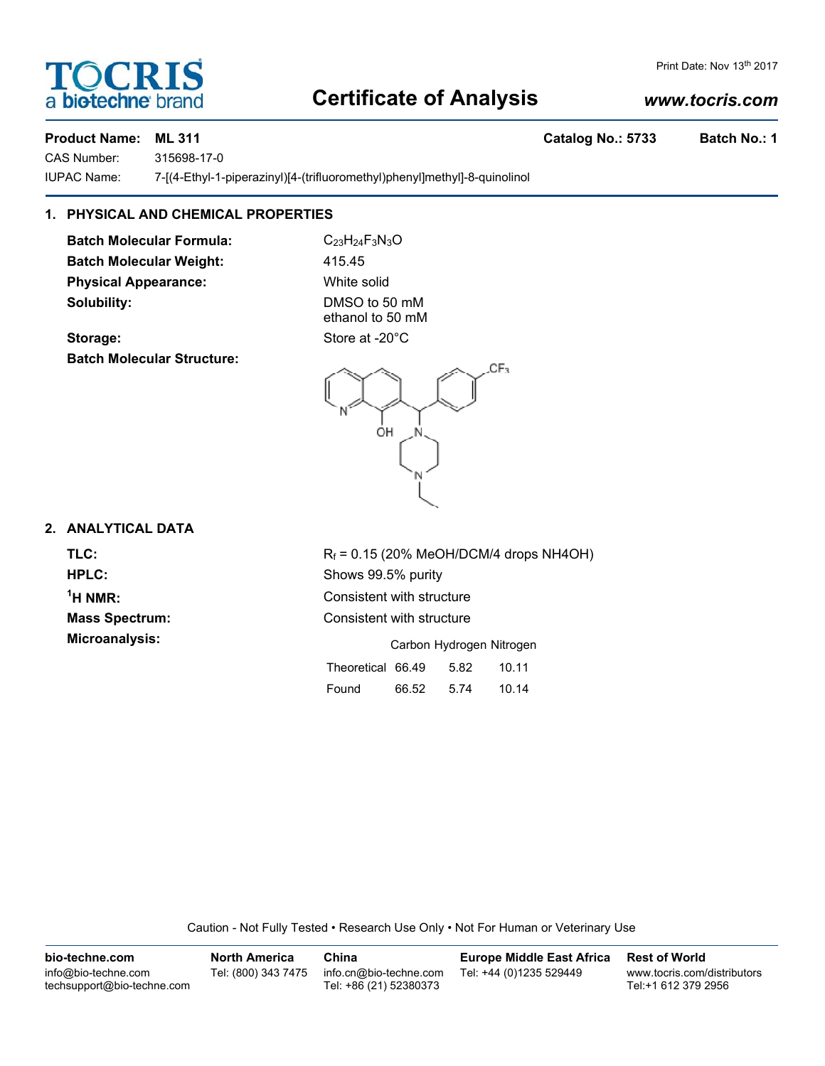# TOCRIS a biotechne brand

Print Date: Nov 13th 2017

## Certificate of Analysis

*www.tocris.com*

**Product Name: ML 311** | **Catalog No.: 5733** | **Batch No.: 1**

CAS Number: 315698-17-0

IUPAC Name: 7-[(4-Ethyl-1-piperazinyl)[4-(trifluoromethyl)phenyl]methyl]-8-quinolinol

### 1. PHYSICAL AND CHEMICAL PROPERTIES

**Batch Molecular Formula:** $C_{23}H_{24}F_3N_3O$

**Batch Molecular Weight:** 415.45

**Physical Appearance:** White solid

**Solubility:** DMSO to 50 mM
ethanol to 50 mM

**Storage:** Store at -20°C

**Batch Molecular Structure:**

### 2. ANALYTICAL DATA

**TLC:** $R_f$ = 0.15 (20% MeOH/DCM/4 drops NH4OH)

**HPLC:** Shows 99.5% purity

**$^1$H NMR:** Consistent with structure

**Mass Spectrum:** Consistent with structure

**Microanalysis:**

| | Carbon | Hydrogen | Nitrogen |
|---|---|---|---|
| Theoretical | 66.49 | 5.82 | 10.11 |
| Found | 66.52 | 5.74 | 10.14 |

Caution - Not Fully Tested • Research Use Only • Not For Human or Veterinary Use

**bio-techne.com**
info@bio-techne.com
techsupport@bio-techne.com

**North America**
Tel: (800) 343 7475

**China**
info.cn@bio-techne.com
Tel: +86 (21) 52380373

**Europe Middle East Africa**
Tel: +44 (0)1235 529449

**Rest of World**
www.tocris.com/distributors
Tel:+1 612 379 2956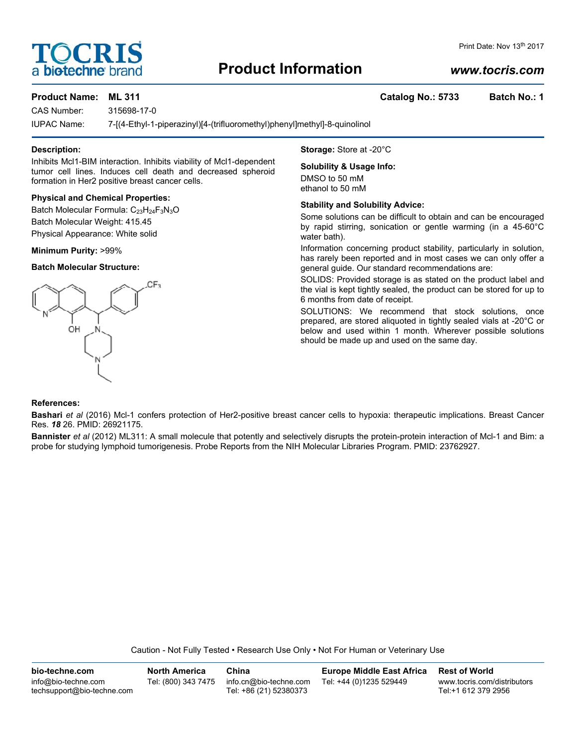# TOCRIS
a bio-techne brand

Print Date: Nov 13th 2017

# Product Information

www.tocris.com

**Product Name: ML 311** **Catalog No.: 5733** **Batch No.: 1**

CAS Number: 315698-17-0

IUPAC Name: 7-[(4-Ethyl-1-piperazinyl)[4-(trifluoromethyl)phenyl]methyl]-8-quinolinol

### Description:

Inhibits Mcl1-BIM interaction. Inhibits viability of Mcl1-dependent tumor cell lines. Induces cell death and decreased spheroid formation in Her2 positive breast cancer cells.

### Physical and Chemical Properties:

Batch Molecular Formula: $C_{23}H_{24}F_3N_3O$

Batch Molecular Weight: 415.45

Physical Appearance: White solid

**Minimum Purity:** >99%

### Batch Molecular Structure:

CF3

N

OH

N

N

**Storage:** Store at -20°C

### Solubility & Usage Info:

DMSO to 50 mM
ethanol to 50 mM

### Stability and Solubility Advice:

Some solutions can be difficult to obtain and can be encouraged by rapid stirring, sonication or gentle warming (in a 45-60°C water bath).

Information concerning product stability, particularly in solution, has rarely been reported and in most cases we can only offer a general guide. Our standard recommendations are:

SOLIDS: Provided storage is as stated on the product label and the vial is kept tightly sealed, the product can be stored for up to 6 months from date of receipt.

SOLUTIONS: We recommend that stock solutions, once prepared, are stored aliquoted in tightly sealed vials at -20°C or below and used within 1 month. Wherever possible solutions should be made up and used on the same day.

### References:

**Bashari** *et al* (2016) Mcl-1 confers protection of Her2-positive breast cancer cells to hypoxia: therapeutic implications. Breast Cancer Res. ***18*** 26. PMID: 26921175.

**Bannister** *et al* (2012) ML311: A small molecule that potently and selectively disrupts the protein-protein interaction of Mcl-1 and Bim: a probe for studying lymphoid tumorigenesis. Probe Reports from the NIH Molecular Libraries Program. PMID: 23762927.

Caution - Not Fully Tested • Research Use Only • Not For Human or Veterinary Use

**bio-techne.com**
info@bio-techne.com
techsupport@bio-techne.com

**North America**
Tel: (800) 343 7475

**China**
info.cn@bio-techne.com
Tel: +86 (21) 52380373

**Europe Middle East Africa**
Tel: +44 (0)1235 529449

**Rest of World**
www.tocris.com/distributors
Tel:+1 612 379 2956